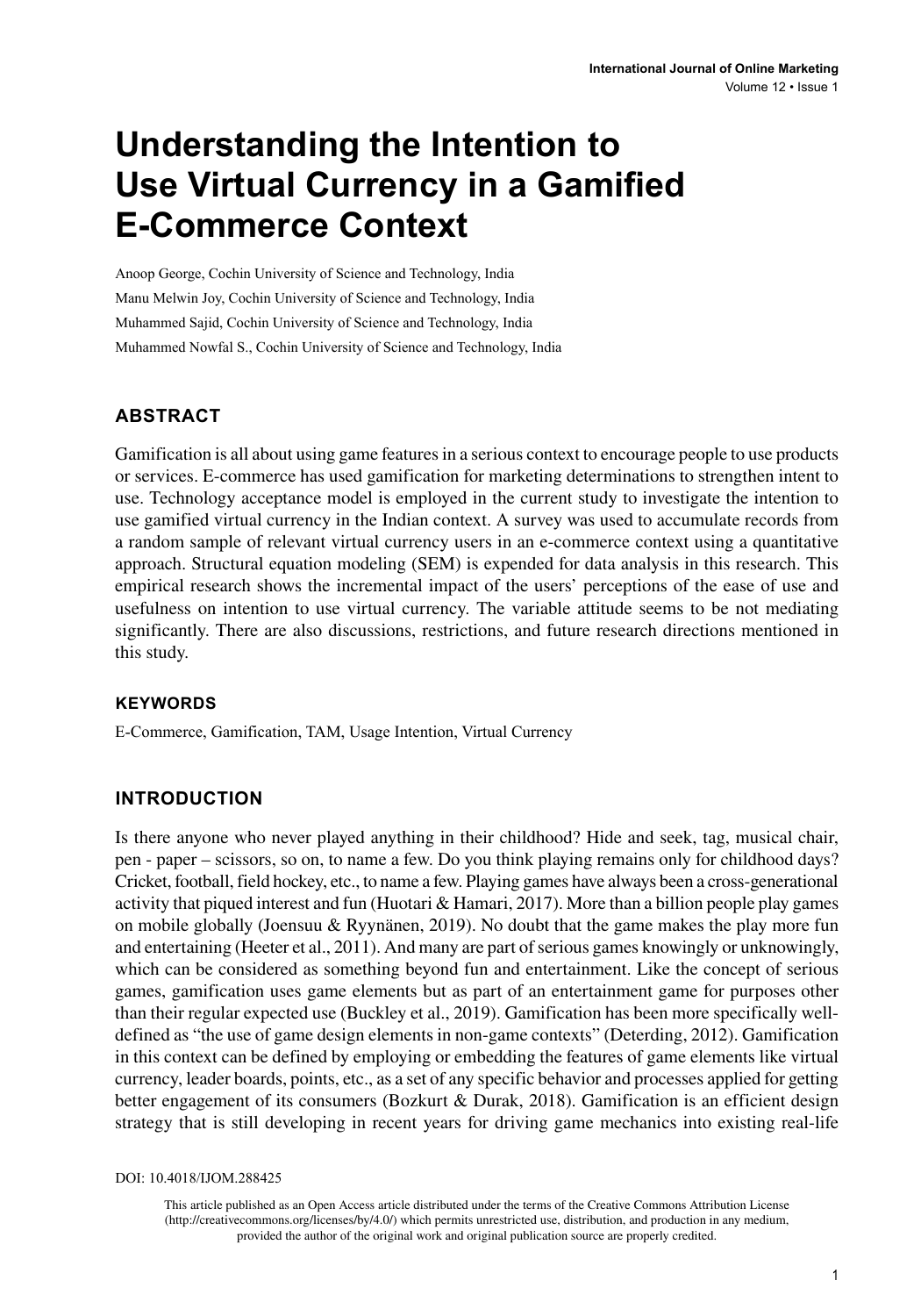# Understanding the Intention to Use Virtual Currency in a Gamified E-Commerce Context

Anoop George, Cochin University of Science and Technology, India

Manu Melwin Joy, Cochin University of Science and Technology, India

Muhammed Sajid, Cochin University of Science and Technology, India

Muhammed Nowfal S., Cochin University of Science and Technology, India

## ABSTRACT

Gamification is all about using game features in a serious context to encourage people to use products or services. E-commerce has used gamification for marketing determinations to strengthen intent to use. Technology acceptance model is employed in the current study to investigate the intention to use gamified virtual currency in the Indian context. A survey was used to accumulate records from a random sample of relevant virtual currency users in an e-commerce context using a quantitative approach. Structural equation modeling (SEM) is expended for data analysis in this research. This empirical research shows the incremental impact of the users' perceptions of the ease of use and usefulness on intention to use virtual currency. The variable attitude seems to be not mediating significantly. There are also discussions, restrictions, and future research directions mentioned in this study.

### KEYWORDS

E-Commerce, Gamification, TAM, Usage Intention, Virtual Currency

## INTRODUCTION

Is there anyone who never played anything in their childhood? Hide and seek, tag, musical chair, pen - paper – scissors, so on, to name a few. Do you think playing remains only for childhood days? Cricket, football, field hockey, etc., to name a few. Playing games have always been a cross-generational activity that piqued interest and fun (Huotari & Hamari, 2017). More than a billion people play games on mobile globally (Joensuu & Ryynänen, 2019). No doubt that the game makes the play more fun and entertaining (Heeter et al., 2011). And many are part of serious games knowingly or unknowingly, which can be considered as something beyond fun and entertainment. Like the concept of serious games, gamification uses game elements but as part of an entertainment game for purposes other than their regular expected use (Buckley et al., 2019). Gamification has been more specifically well-defined as "the use of game design elements in non-game contexts" (Deterding, 2012). Gamification in this context can be defined by employing or embedding the features of game elements like virtual currency, leader boards, points, etc., as a set of any specific behavior and processes applied for getting better engagement of its consumers (Bozkurt & Durak, 2018). Gamification is an efficient design strategy that is still developing in recent years for driving game mechanics into existing real-life

DOI: 10.4018/IJOM.288425

This article published as an Open Access article distributed under the terms of the Creative Commons Attribution License (http://creativecommons.org/licenses/by/4.0/) which permits unrestricted use, distribution, and production in any medium, provided the author of the original work and original publication source are properly credited.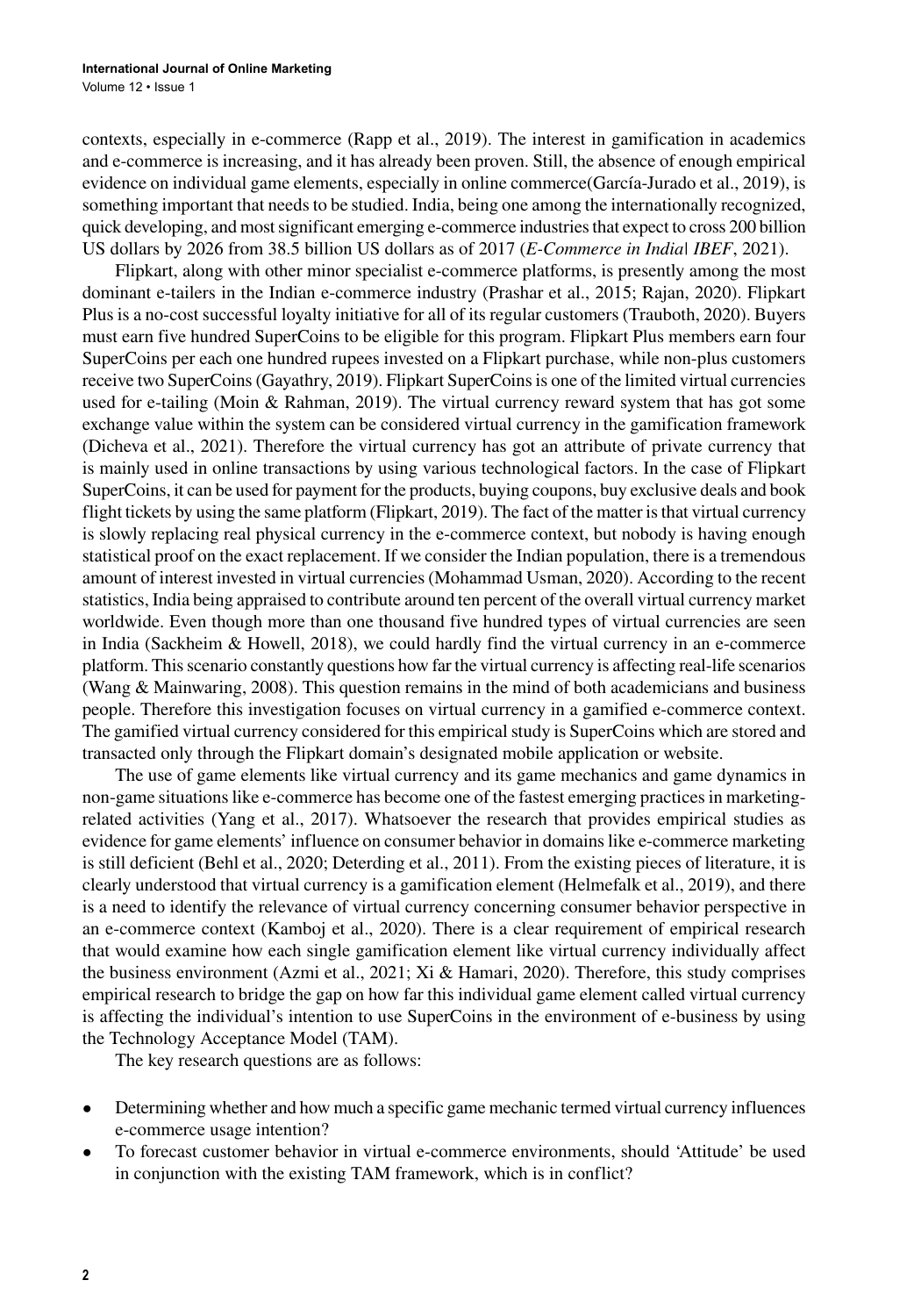contexts, especially in e-commerce (Rapp et al., 2019). The interest in gamification in academics and e-commerce is increasing, and it has already been proven. Still, the absence of enough empirical evidence on individual game elements, especially in online commerce(García-Jurado et al., 2019), is something important that needs to be studied. India, being one among the internationally recognized, quick developing, and most significant emerging e-commerce industries that expect to cross 200 billion US dollars by 2026 from 38.5 billion US dollars as of 2017 (*E-Commerce in India| IBEF*, 2021).

Flipkart, along with other minor specialist e-commerce platforms, is presently among the most dominant e-tailers in the Indian e-commerce industry (Prashar et al., 2015; Rajan, 2020). Flipkart Plus is a no-cost successful loyalty initiative for all of its regular customers (Trauboth, 2020). Buyers must earn five hundred SuperCoins to be eligible for this program. Flipkart Plus members earn four SuperCoins per each one hundred rupees invested on a Flipkart purchase, while non-plus customers receive two SuperCoins (Gayathry, 2019). Flipkart SuperCoins is one of the limited virtual currencies used for e-tailing (Moin & Rahman, 2019). The virtual currency reward system that has got some exchange value within the system can be considered virtual currency in the gamification framework (Dicheva et al., 2021). Therefore the virtual currency has got an attribute of private currency that is mainly used in online transactions by using various technological factors. In the case of Flipkart SuperCoins, it can be used for payment for the products, buying coupons, buy exclusive deals and book flight tickets by using the same platform (Flipkart, 2019). The fact of the matter is that virtual currency is slowly replacing real physical currency in the e-commerce context, but nobody is having enough statistical proof on the exact replacement. If we consider the Indian population, there is a tremendous amount of interest invested in virtual currencies (Mohammad Usman, 2020). According to the recent statistics, India being appraised to contribute around ten percent of the overall virtual currency market worldwide. Even though more than one thousand five hundred types of virtual currencies are seen in India (Sackheim & Howell, 2018), we could hardly find the virtual currency in an e-commerce platform. This scenario constantly questions how far the virtual currency is affecting real-life scenarios (Wang & Mainwaring, 2008). This question remains in the mind of both academicians and business people. Therefore this investigation focuses on virtual currency in a gamified e-commerce context. The gamified virtual currency considered for this empirical study is SuperCoins which are stored and transacted only through the Flipkart domain's designated mobile application or website.

The use of game elements like virtual currency and its game mechanics and game dynamics in non-game situations like e-commerce has become one of the fastest emerging practices in marketing-related activities (Yang et al., 2017). Whatsoever the research that provides empirical studies as evidence for game elements' influence on consumer behavior in domains like e-commerce marketing is still deficient (Behl et al., 2020; Deterding et al., 2011). From the existing pieces of literature, it is clearly understood that virtual currency is a gamification element (Helmefalk et al., 2019), and there is a need to identify the relevance of virtual currency concerning consumer behavior perspective in an e-commerce context (Kamboj et al., 2020). There is a clear requirement of empirical research that would examine how each single gamification element like virtual currency individually affect the business environment (Azmi et al., 2021; Xi & Hamari, 2020). Therefore, this study comprises empirical research to bridge the gap on how far this individual game element called virtual currency is affecting the individual's intention to use SuperCoins in the environment of e-business by using the Technology Acceptance Model (TAM).

The key research questions are as follows:

- Determining whether and how much a specific game mechanic termed virtual currency influences e-commerce usage intention?
- To forecast customer behavior in virtual e-commerce environments, should 'Attitude' be used in conjunction with the existing TAM framework, which is in conflict?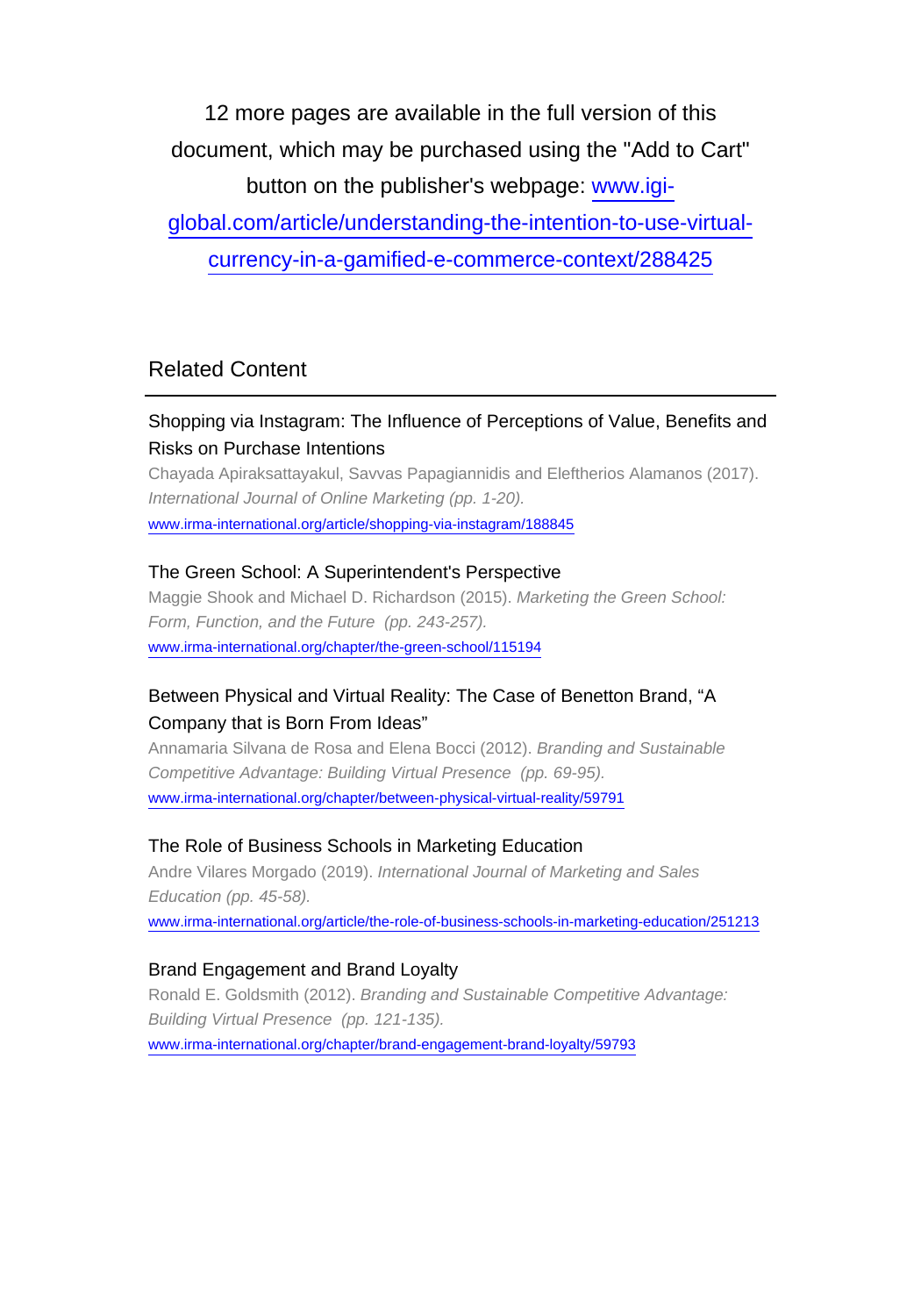12 more pages are available in the full version of this document, which may be purchased using the "Add to Cart" button on the publisher's webpage: www.igi-global.com/article/understanding-the-intention-to-use-virtual-currency-in-a-gamified-e-commerce-context/288425

## Related Content

Shopping via Instagram: The Influence of Perceptions of Value, Benefits and Risks on Purchase Intentions
Chayada Apiraksattayakul, Savvas Papagiannidis and Eleftherios Alamanos (2017). *International Journal of Online Marketing (pp. 1-20).*
www.irma-international.org/article/shopping-via-instagram/188845

The Green School: A Superintendent's Perspective
Maggie Shook and Michael D. Richardson (2015). *Marketing the Green School: Form, Function, and the Future (pp. 243-257).*
www.irma-international.org/chapter/the-green-school/115194

Between Physical and Virtual Reality: The Case of Benetton Brand, "A Company that is Born From Ideas"
Annamaria Silvana de Rosa and Elena Bocci (2012). *Branding and Sustainable Competitive Advantage: Building Virtual Presence (pp. 69-95).*
www.irma-international.org/chapter/between-physical-virtual-reality/59791

The Role of Business Schools in Marketing Education
Andre Vilares Morgado (2019). *International Journal of Marketing and Sales Education (pp. 45-58).*
www.irma-international.org/article/the-role-of-business-schools-in-marketing-education/251213

Brand Engagement and Brand Loyalty
Ronald E. Goldsmith (2012). *Branding and Sustainable Competitive Advantage: Building Virtual Presence (pp. 121-135).*
www.irma-international.org/chapter/brand-engagement-brand-loyalty/59793